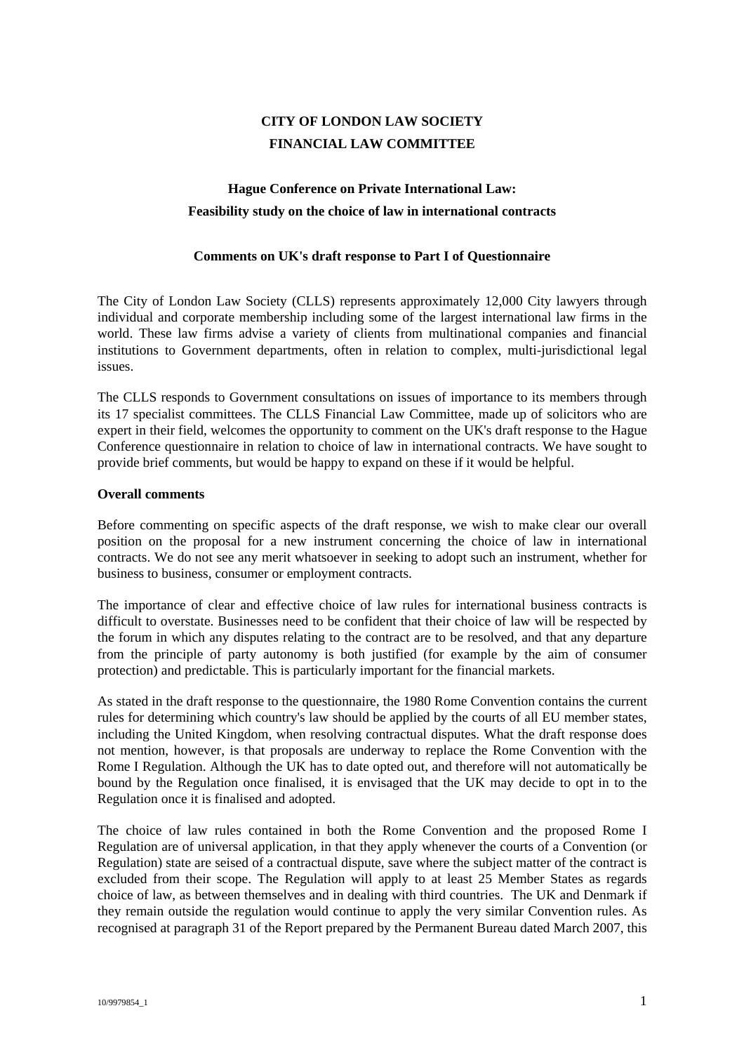# CITY OF LONDON LAW SOCIETY
# FINANCIAL LAW COMMITTEE

## Hague Conference on Private International Law: Feasibility study on the choice of law in international contracts

### Comments on UK's draft response to Part I of Questionnaire

The City of London Law Society (CLLS) represents approximately 12,000 City lawyers through individual and corporate membership including some of the largest international law firms in the world. These law firms advise a variety of clients from multinational companies and financial institutions to Government departments, often in relation to complex, multi-jurisdictional legal issues.

The CLLS responds to Government consultations on issues of importance to its members through its 17 specialist committees. The CLLS Financial Law Committee, made up of solicitors who are expert in their field, welcomes the opportunity to comment on the UK's draft response to the Hague Conference questionnaire in relation to choice of law in international contracts. We have sought to provide brief comments, but would be happy to expand on these if it would be helpful.

**Overall comments**

Before commenting on specific aspects of the draft response, we wish to make clear our overall position on the proposal for a new instrument concerning the choice of law in international contracts. We do not see any merit whatsoever in seeking to adopt such an instrument, whether for business to business, consumer or employment contracts.

The importance of clear and effective choice of law rules for international business contracts is difficult to overstate. Businesses need to be confident that their choice of law will be respected by the forum in which any disputes relating to the contract are to be resolved, and that any departure from the principle of party autonomy is both justified (for example by the aim of consumer protection) and predictable. This is particularly important for the financial markets.

As stated in the draft response to the questionnaire, the 1980 Rome Convention contains the current rules for determining which country's law should be applied by the courts of all EU member states, including the United Kingdom, when resolving contractual disputes. What the draft response does not mention, however, is that proposals are underway to replace the Rome Convention with the Rome I Regulation. Although the UK has to date opted out, and therefore will not automatically be bound by the Regulation once finalised, it is envisaged that the UK may decide to opt in to the Regulation once it is finalised and adopted.

The choice of law rules contained in both the Rome Convention and the proposed Rome I Regulation are of universal application, in that they apply whenever the courts of a Convention (or Regulation) state are seised of a contractual dispute, save where the subject matter of the contract is excluded from their scope. The Regulation will apply to at least 25 Member States as regards choice of law, as between themselves and in dealing with third countries. The UK and Denmark if they remain outside the regulation would continue to apply the very similar Convention rules. As recognised at paragraph 31 of the Report prepared by the Permanent Bureau dated March 2007, this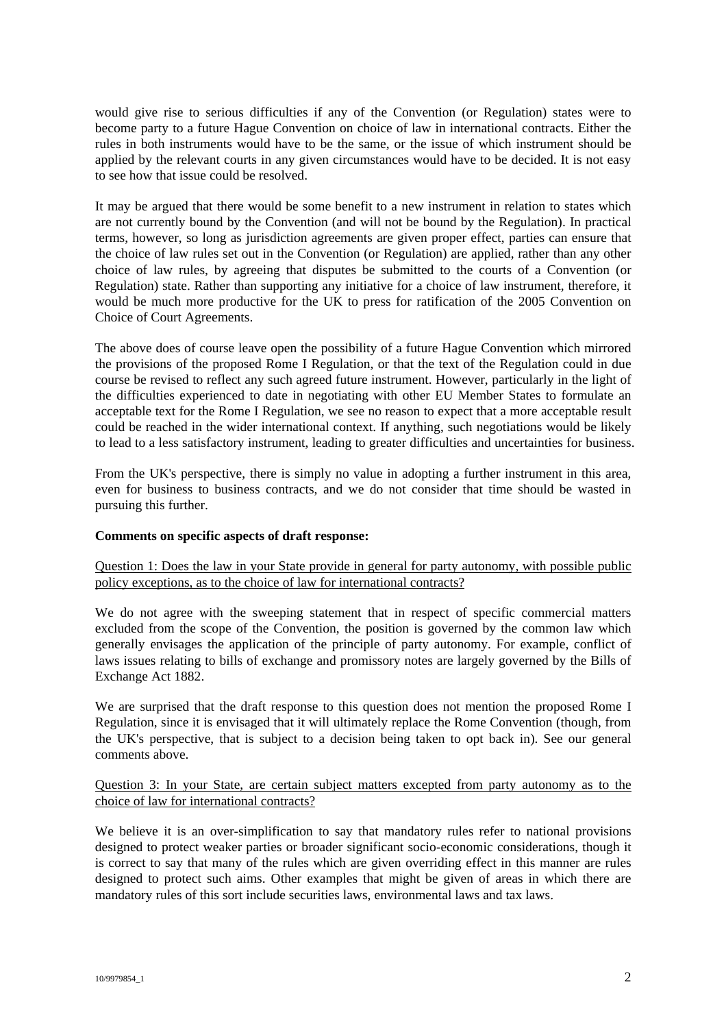would give rise to serious difficulties if any of the Convention (or Regulation) states were to become party to a future Hague Convention on choice of law in international contracts. Either the rules in both instruments would have to be the same, or the issue of which instrument should be applied by the relevant courts in any given circumstances would have to be decided. It is not easy to see how that issue could be resolved.

It may be argued that there would be some benefit to a new instrument in relation to states which are not currently bound by the Convention (and will not be bound by the Regulation). In practical terms, however, so long as jurisdiction agreements are given proper effect, parties can ensure that the choice of law rules set out in the Convention (or Regulation) are applied, rather than any other choice of law rules, by agreeing that disputes be submitted to the courts of a Convention (or Regulation) state. Rather than supporting any initiative for a choice of law instrument, therefore, it would be much more productive for the UK to press for ratification of the 2005 Convention on Choice of Court Agreements.

The above does of course leave open the possibility of a future Hague Convention which mirrored the provisions of the proposed Rome I Regulation, or that the text of the Regulation could in due course be revised to reflect any such agreed future instrument. However, particularly in the light of the difficulties experienced to date in negotiating with other EU Member States to formulate an acceptable text for the Rome I Regulation, we see no reason to expect that a more acceptable result could be reached in the wider international context. If anything, such negotiations would be likely to lead to a less satisfactory instrument, leading to greater difficulties and uncertainties for business.

From the UK's perspective, there is simply no value in adopting a further instrument in this area, even for business to business contracts, and we do not consider that time should be wasted in pursuing this further.

**Comments on specific aspects of draft response:**

Question 1: Does the law in your State provide in general for party autonomy, with possible public policy exceptions, as to the choice of law for international contracts?

We do not agree with the sweeping statement that in respect of specific commercial matters excluded from the scope of the Convention, the position is governed by the common law which generally envisages the application of the principle of party autonomy. For example, conflict of laws issues relating to bills of exchange and promissory notes are largely governed by the Bills of Exchange Act 1882.

We are surprised that the draft response to this question does not mention the proposed Rome I Regulation, since it is envisaged that it will ultimately replace the Rome Convention (though, from the UK's perspective, that is subject to a decision being taken to opt back in). See our general comments above.

Question 3: In your State, are certain subject matters excepted from party autonomy as to the choice of law for international contracts?

We believe it is an over-simplification to say that mandatory rules refer to national provisions designed to protect weaker parties or broader significant socio-economic considerations, though it is correct to say that many of the rules which are given overriding effect in this manner are rules designed to protect such aims. Other examples that might be given of areas in which there are mandatory rules of this sort include securities laws, environmental laws and tax laws.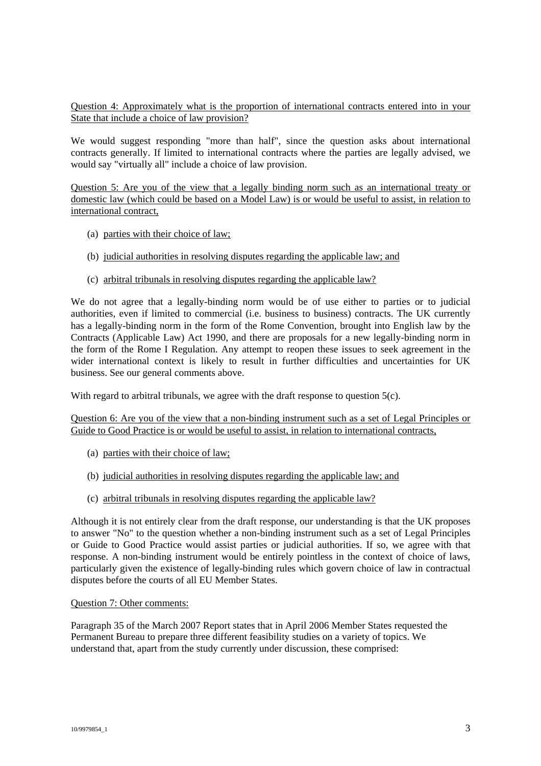Question 4: Approximately what is the proportion of international contracts entered into in your State that include a choice of law provision?

We would suggest responding "more than half", since the question asks about international contracts generally. If limited to international contracts where the parties are legally advised, we would say "virtually all" include a choice of law provision.

Question 5: Are you of the view that a legally binding norm such as an international treaty or domestic law (which could be based on a Model Law) is or would be useful to assist, in relation to international contract,

(a) parties with their choice of law;

(b) judicial authorities in resolving disputes regarding the applicable law; and

(c) arbitral tribunals in resolving disputes regarding the applicable law?

We do not agree that a legally-binding norm would be of use either to parties or to judicial authorities, even if limited to commercial (i.e. business to business) contracts. The UK currently has a legally-binding norm in the form of the Rome Convention, brought into English law by the Contracts (Applicable Law) Act 1990, and there are proposals for a new legally-binding norm in the form of the Rome I Regulation. Any attempt to reopen these issues to seek agreement in the wider international context is likely to result in further difficulties and uncertainties for UK business. See our general comments above.

With regard to arbitral tribunals, we agree with the draft response to question 5(c).

Question 6: Are you of the view that a non-binding instrument such as a set of Legal Principles or Guide to Good Practice is or would be useful to assist, in relation to international contracts,

(a) parties with their choice of law;

(b) judicial authorities in resolving disputes regarding the applicable law; and

(c) arbitral tribunals in resolving disputes regarding the applicable law?

Although it is not entirely clear from the draft response, our understanding is that the UK proposes to answer "No" to the question whether a non-binding instrument such as a set of Legal Principles or Guide to Good Practice would assist parties or judicial authorities. If so, we agree with that response. A non-binding instrument would be entirely pointless in the context of choice of laws, particularly given the existence of legally-binding rules which govern choice of law in contractual disputes before the courts of all EU Member States.

Question 7: Other comments:

Paragraph 35 of the March 2007 Report states that in April 2006 Member States requested the Permanent Bureau to prepare three different feasibility studies on a variety of topics. We understand that, apart from the study currently under discussion, these comprised: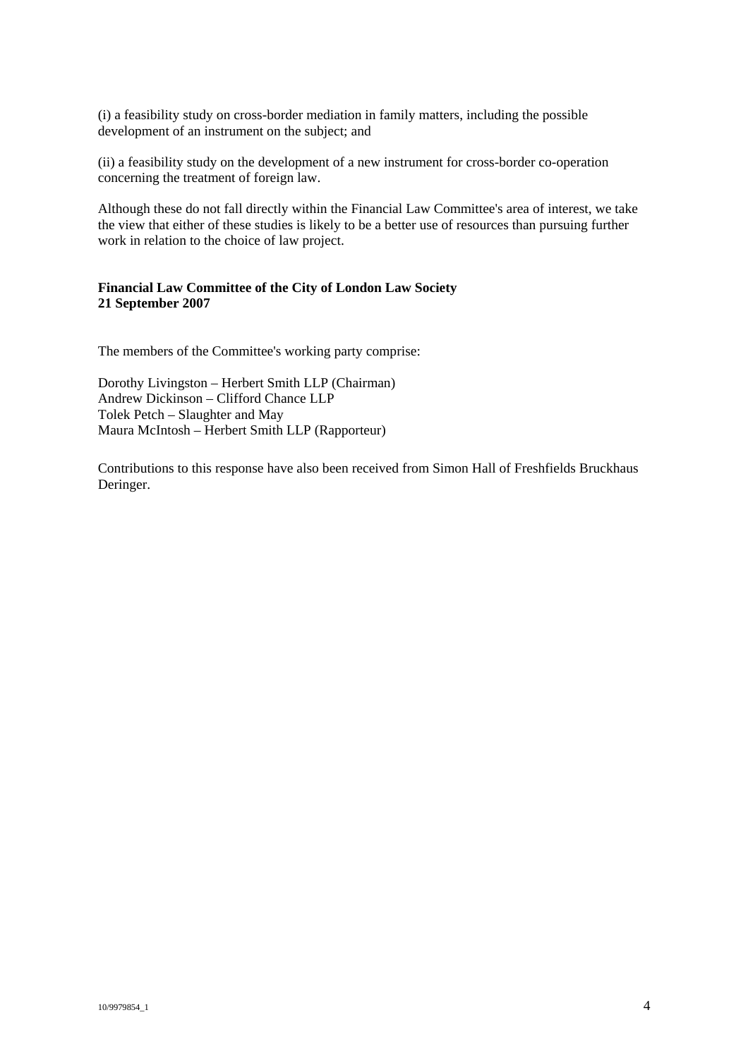(i) a feasibility study on cross-border mediation in family matters, including the possible development of an instrument on the subject; and

(ii) a feasibility study on the development of a new instrument for cross-border co-operation concerning the treatment of foreign law.

Although these do not fall directly within the Financial Law Committee's area of interest, we take the view that either of these studies is likely to be a better use of resources than pursuing further work in relation to the choice of law project.

**Financial Law Committee of the City of London Law Society**
**21 September 2007**

The members of the Committee's working party comprise:

Dorothy Livingston – Herbert Smith LLP (Chairman)
Andrew Dickinson – Clifford Chance LLP
Tolek Petch – Slaughter and May
Maura McIntosh – Herbert Smith LLP (Rapporteur)

Contributions to this response have also been received from Simon Hall of Freshfields Bruckhaus Deringer.